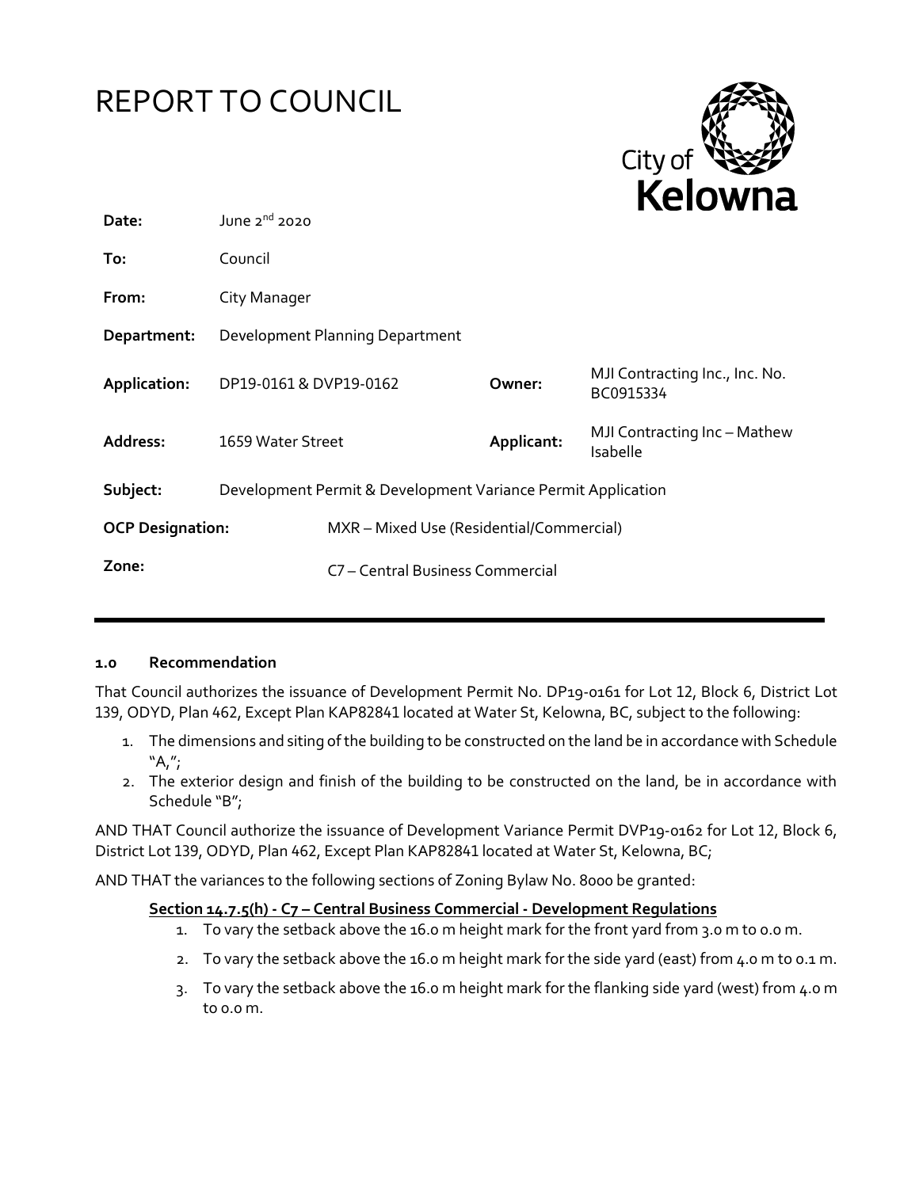# REPORT TO COUNCIL

City of Kelowna

| | | | |
|---|---|---|---|
| **Date:** | June 2nd 2020 | | |
| **To:** | Council | | |
| **From:** | City Manager | | |
| **Department:** | Development Planning Department | | |
| **Application:** | DP19-0161 & DVP19-0162 | **Owner:** | MJI Contracting Inc., Inc. No. BC0915334 |
| **Address:** | 1659 Water Street | **Applicant:** | MJI Contracting Inc – Mathew Isabelle |
| **Subject:** | Development Permit & Development Variance Permit Application | | |
| **OCP Designation:** | MXR – Mixed Use (Residential/Commercial) | | |
| **Zone:** | C7 – Central Business Commercial | | |

---

## 1.0 Recommendation

That Council authorizes the issuance of Development Permit No. DP19-0161 for Lot 12, Block 6, District Lot 139, ODYD, Plan 462, Except Plan KAP82841 located at Water St, Kelowna, BC, subject to the following:

1. The dimensions and siting of the building to be constructed on the land be in accordance with Schedule "A,";
2. The exterior design and finish of the building to be constructed on the land, be in accordance with Schedule "B";

AND THAT Council authorize the issuance of Development Variance Permit DVP19-0162 for Lot 12, Block 6, District Lot 139, ODYD, Plan 462, Except Plan KAP82841 located at Water St, Kelowna, BC;

AND THAT the variances to the following sections of Zoning Bylaw No. 8000 be granted:

**Section 14.7.5(h) - C7 – Central Business Commercial - Development Regulations**

1. To vary the setback above the 16.0 m height mark for the front yard from 3.0 m to 0.0 m.
2. To vary the setback above the 16.0 m height mark for the side yard (east) from 4.0 m to 0.1 m.
3. To vary the setback above the 16.0 m height mark for the flanking side yard (west) from 4.0 m to 0.0 m.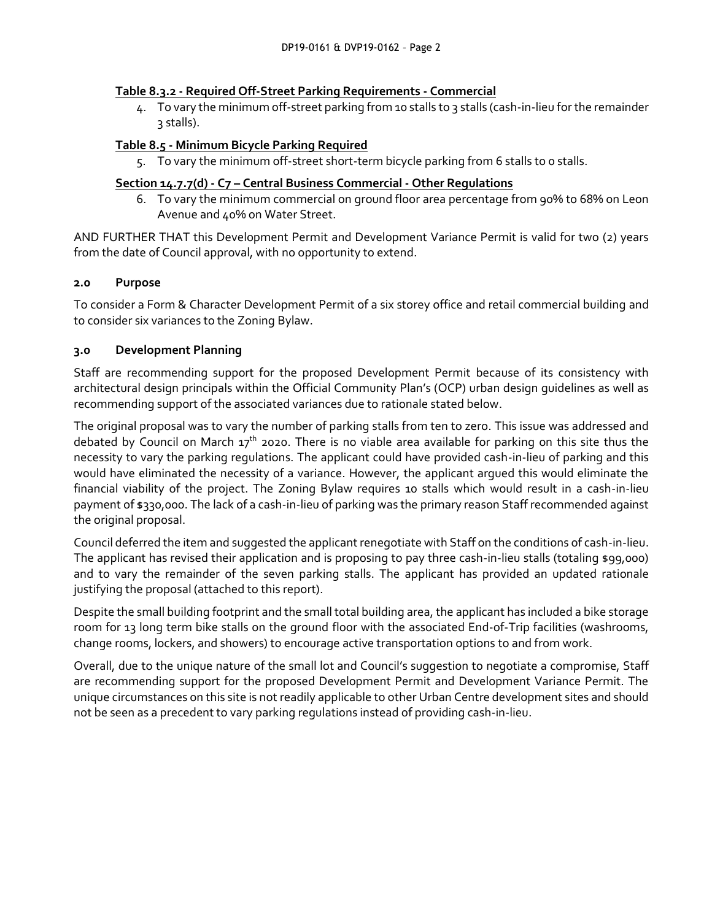**Table 8.3.2 - Required Off-Street Parking Requirements - Commercial**

4. To vary the minimum off-street parking from 10 stalls to 3 stalls (cash-in-lieu for the remainder 3 stalls).

**Table 8.5 - Minimum Bicycle Parking Required**

5. To vary the minimum off-street short-term bicycle parking from 6 stalls to 0 stalls.

**Section 14.7.7(d) - C7 – Central Business Commercial - Other Regulations**

6. To vary the minimum commercial on ground floor area percentage from 90% to 68% on Leon Avenue and 40% on Water Street.

AND FURTHER THAT this Development Permit and Development Variance Permit is valid for two (2) years from the date of Council approval, with no opportunity to extend.

## 2.0 Purpose

To consider a Form & Character Development Permit of a six storey office and retail commercial building and to consider six variances to the Zoning Bylaw.

## 3.0 Development Planning

Staff are recommending support for the proposed Development Permit because of its consistency with architectural design principals within the Official Community Plan's (OCP) urban design guidelines as well as recommending support of the associated variances due to rationale stated below.

The original proposal was to vary the number of parking stalls from ten to zero. This issue was addressed and debated by Council on March 17th 2020. There is no viable area available for parking on this site thus the necessity to vary the parking regulations. The applicant could have provided cash-in-lieu of parking and this would have eliminated the necessity of a variance. However, the applicant argued this would eliminate the financial viability of the project. The Zoning Bylaw requires 10 stalls which would result in a cash-in-lieu payment of $330,000. The lack of a cash-in-lieu of parking was the primary reason Staff recommended against the original proposal.

Council deferred the item and suggested the applicant renegotiate with Staff on the conditions of cash-in-lieu. The applicant has revised their application and is proposing to pay three cash-in-lieu stalls (totaling $99,000) and to vary the remainder of the seven parking stalls. The applicant has provided an updated rationale justifying the proposal (attached to this report).

Despite the small building footprint and the small total building area, the applicant has included a bike storage room for 13 long term bike stalls on the ground floor with the associated End-of-Trip facilities (washrooms, change rooms, lockers, and showers) to encourage active transportation options to and from work.

Overall, due to the unique nature of the small lot and Council's suggestion to negotiate a compromise, Staff are recommending support for the proposed Development Permit and Development Variance Permit. The unique circumstances on this site is not readily applicable to other Urban Centre development sites and should not be seen as a precedent to vary parking regulations instead of providing cash-in-lieu.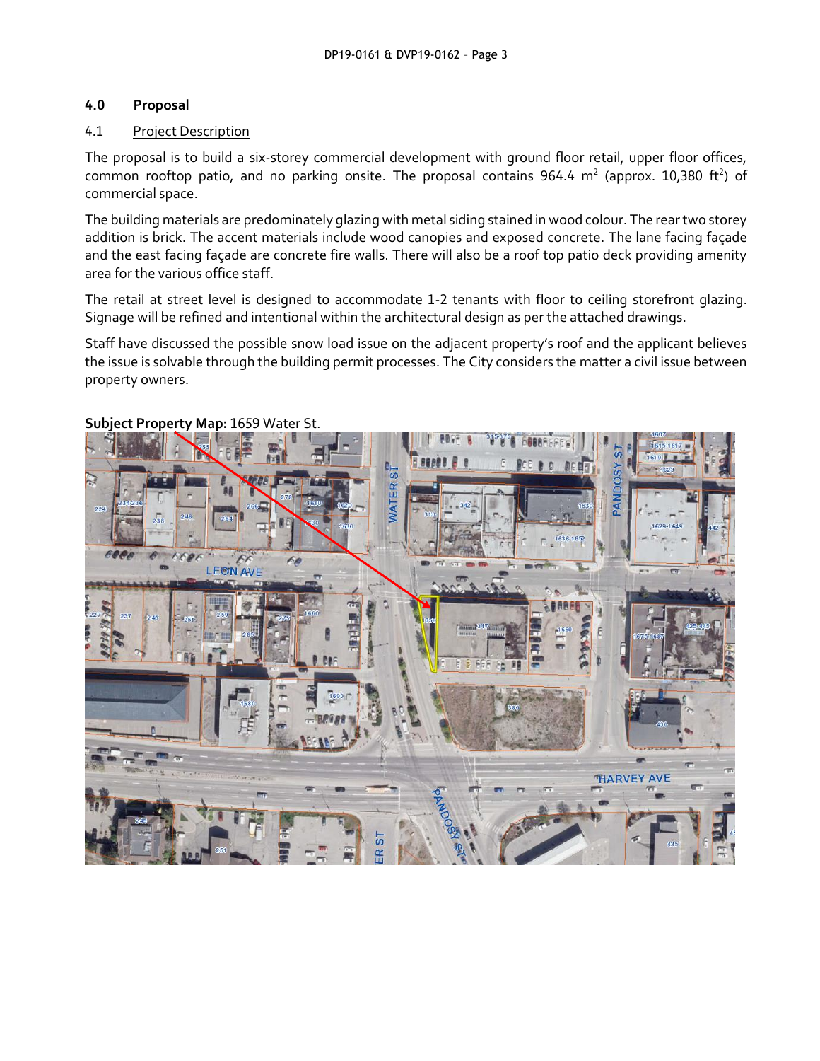## 4.0 Proposal

### 4.1 Project Description

The proposal is to build a six-storey commercial development with ground floor retail, upper floor offices, common rooftop patio, and no parking onsite. The proposal contains 964.4 m$^2$ (approx. 10,380 ft$^2$) of commercial space.

The building materials are predominately glazing with metal siding stained in wood colour. The rear two storey addition is brick. The accent materials include wood canopies and exposed concrete. The lane facing façade and the east facing façade are concrete fire walls. There will also be a roof top patio deck providing amenity area for the various office staff.

The retail at street level is designed to accommodate 1-2 tenants with floor to ceiling storefront glazing. Signage will be refined and intentional within the architectural design as per the attached drawings.

Staff have discussed the possible snow load issue on the adjacent property's roof and the applicant believes the issue is solvable through the building permit processes. The City considers the matter a civil issue between property owners.

**Subject Property Map:** 1659 Water St.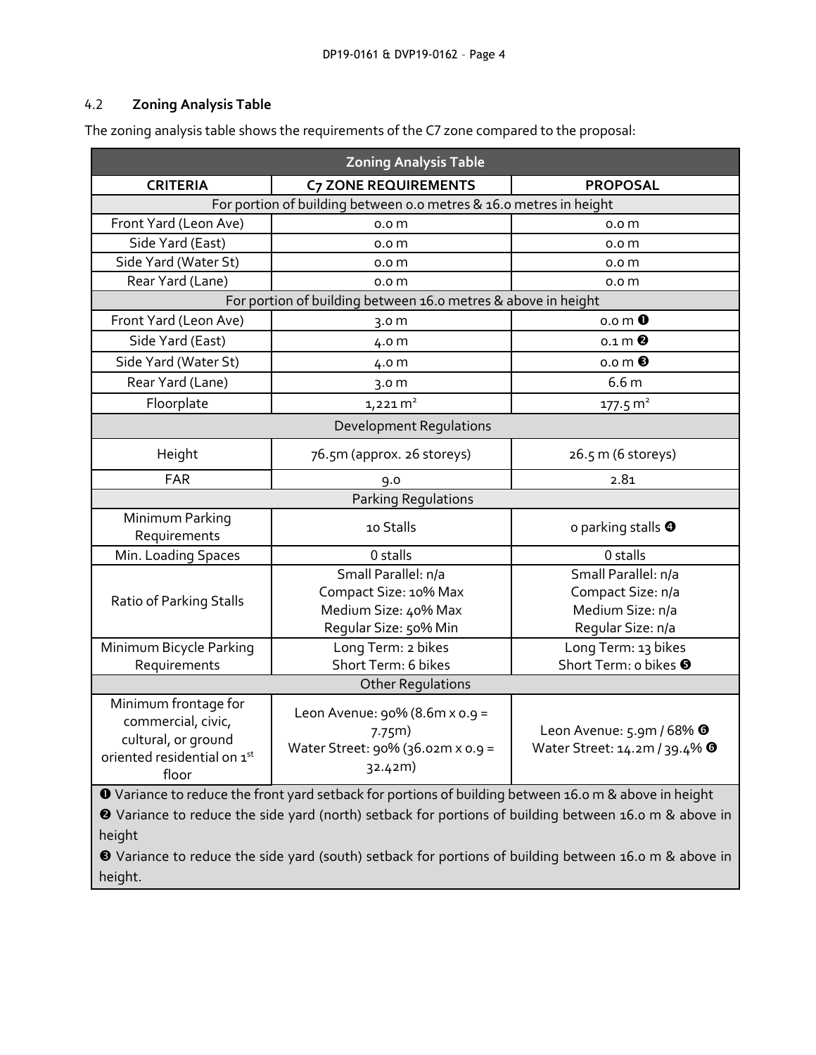## 4.2 Zoning Analysis Table

The zoning analysis table shows the requirements of the C7 zone compared to the proposal:

| Zoning Analysis Table | | |
|---|---|---|
| **CRITERIA** | **C7 ZONE REQUIREMENTS** | **PROPOSAL** |
| For portion of building between 0.0 metres & 16.0 metres in height | | |
| Front Yard (Leon Ave) | 0.0 m | 0.0 m |
| Side Yard (East) | 0.0 m | 0.0 m |
| Side Yard (Water St) | 0.0 m | 0.0 m |
| Rear Yard (Lane) | 0.0 m | 0.0 m |
| For portion of building between 16.0 metres & above in height | | |
| Front Yard (Leon Ave) | 3.0 m | 0.0 m ❶ |
| Side Yard (East) | 4.0 m | 0.1 m ❷ |
| Side Yard (Water St) | 4.0 m | 0.0 m ❸ |
| Rear Yard (Lane) | 3.0 m | 6.6 m |
| Floorplate | 1,221 m² | 177.5 m² |
| Development Regulations | | |
| Height | 76.5m (approx. 26 storeys) | 26.5 m (6 storeys) |
| FAR | 9.0 | 2.81 |
| Parking Regulations | | |
| Minimum Parking Requirements | 10 Stalls | 0 parking stalls ❹ |
| Min. Loading Spaces | 0 stalls | 0 stalls |
| Ratio of Parking Stalls | Small Parallel: n/a<br>Compact Size: 10% Max<br>Medium Size: 40% Max<br>Regular Size: 50% Min | Small Parallel: n/a<br>Compact Size: n/a<br>Medium Size: n/a<br>Regular Size: n/a |
| Minimum Bicycle Parking Requirements | Long Term: 2 bikes<br>Short Term: 6 bikes | Long Term: 13 bikes<br>Short Term: 0 bikes ❺ |
| Other Regulations | | |
| Minimum frontage for commercial, civic, cultural, or ground oriented residential on 1st floor | Leon Avenue: 90% (8.6m x 0.9 = 7.75m)<br>Water Street: 90% (36.02m x 0.9 = 32.42m) | Leon Avenue: 5.9m / 68% ❻<br>Water Street: 14.2m / 39.4% ❻ |

❶ Variance to reduce the front yard setback for portions of building between 16.0 m & above in height

❷ Variance to reduce the side yard (north) setback for portions of building between 16.0 m & above in height

❸ Variance to reduce the side yard (south) setback for portions of building between 16.0 m & above in height.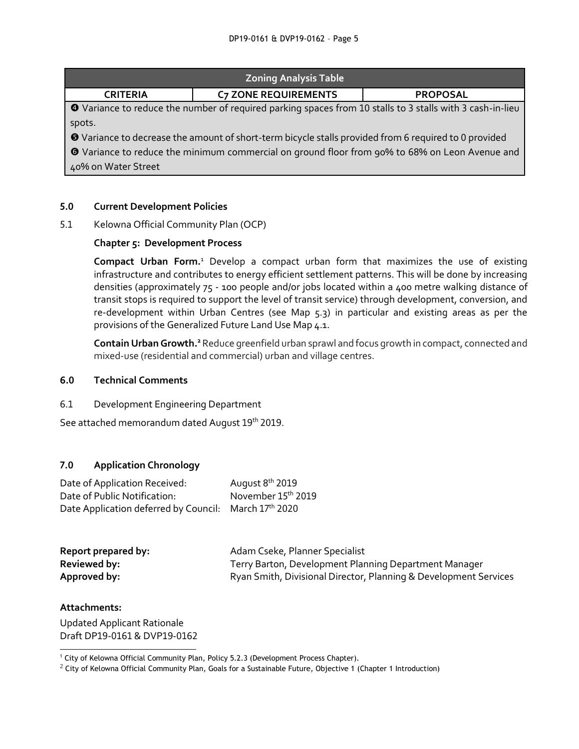| Zoning Analysis Table | | |
|---|---|---|
| **CRITERIA** | **C7 ZONE REQUIREMENTS** | **PROPOSAL** |
| ❹ Variance to reduce the number of required parking spaces from 10 stalls to 3 stalls with 3 cash-in-lieu spots. | | |
| ❺ Variance to decrease the amount of short-term bicycle stalls provided from 6 required to 0 provided | | |
| ❻ Variance to reduce the minimum commercial on ground floor from 90% to 68% on Leon Avenue and 40% on Water Street | | |

## 5.0 Current Development Policies

5.1 Kelowna Official Community Plan (OCP)

### Chapter 5: Development Process

**Compact Urban Form.**[1] Develop a compact urban form that maximizes the use of existing infrastructure and contributes to energy efficient settlement patterns. This will be done by increasing densities (approximately 75 - 100 people and/or jobs located within a 400 metre walking distance of transit stops is required to support the level of transit service) through development, conversion, and re-development within Urban Centres (see Map 5.3) in particular and existing areas as per the provisions of the Generalized Future Land Use Map 4.1.

**Contain Urban Growth.**[2] Reduce greenfield urban sprawl and focus growth in compact, connected and mixed-use (residential and commercial) urban and village centres.

## 6.0 Technical Comments

6.1 Development Engineering Department

See attached memorandum dated August 19th 2019.

## 7.0 Application Chronology

Date of Application Received: August 8th 2019
Date of Public Notification: November 15th 2019
Date Application deferred by Council: March 17th 2020

**Report prepared by:** Adam Cseke, Planner Specialist
**Reviewed by:** Terry Barton, Development Planning Department Manager
**Approved by:** Ryan Smith, Divisional Director, Planning & Development Services

**Attachments:**

Updated Applicant Rationale
Draft DP19-0161 & DVP19-0162

[1] City of Kelowna Official Community Plan, Policy 5.2.3 (Development Process Chapter).

[2] City of Kelowna Official Community Plan, Goals for a Sustainable Future, Objective 1 (Chapter 1 Introduction)